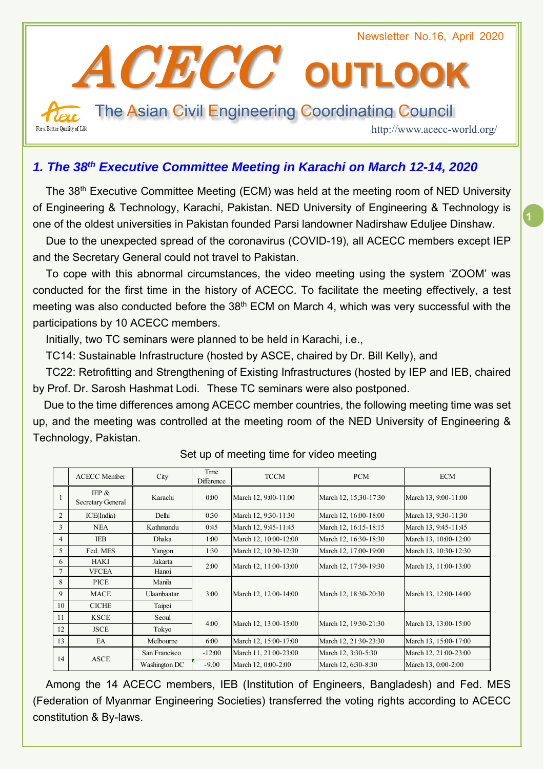Newsletter No.16, April 2020

# ACECC OUTLOOK

## The Asian Civil Engineering Coordinating Council

For a Better Quality of Life

http://www.acecc-world.org/

### *1. The 38th Executive Committee Meeting in Karachi on March 12-14, 2020*

The 38th Executive Committee Meeting (ECM) was held at the meeting room of NED University of Engineering & Technology, Karachi, Pakistan. NED University of Engineering & Technology is one of the oldest universities in Pakistan founded Parsi landowner Nadirshaw Eduljee Dinshaw.

Due to the unexpected spread of the coronavirus (COVID-19), all ACECC members except IEP and the Secretary General could not travel to Pakistan.

To cope with this abnormal circumstances, the video meeting using the system 'ZOOM' was conducted for the first time in the history of ACECC. To facilitate the meeting effectively, a test meeting was also conducted before the 38th ECM on March 4, which was very successful with the participations by 10 ACECC members.

Initially, two TC seminars were planned to be held in Karachi, i.e.,

TC14: Sustainable Infrastructure (hosted by ASCE, chaired by Dr. Bill Kelly), and

TC22: Retrofitting and Strengthening of Existing Infrastructures (hosted by IEP and IEB, chaired by Prof. Dr. Sarosh Hashmat Lodi. These TC seminars were also postponed.

Due to the time differences among ACECC member countries, the following meeting time was set up, and the meeting was controlled at the meeting room of the NED University of Engineering & Technology, Pakistan.

Set up of meeting time for video meeting

| | ACECC Member | City | Time Difference | TCCM | PCM | ECM |
|---|---|---|---|---|---|---|
| 1 | IEP & Secretary General | Karachi | 0:00 | March 12, 9:00-11:00 | March 12, 15;30-17:30 | March 13, 9:00-11:00 |
| 2 | ICE(India) | Delhi | 0:30 | March 12, 9:30-11:30 | March 12, 16:00-18:00 | March 13, 9:30-11:30 |
| 3 | NEA | Kathmandu | 0:45 | March 12, 9:45-11:45 | March 12, 16:15-18:15 | March 13, 9:45-11:45 |
| 4 | IEB | Dhaka | 1:00 | March 12, 10:00-12:00 | March 12, 16:30-18:30 | March 13, 10:00-12:00 |
| 5 | Fed. MES | Yangon | 1:30 | March 12, 10:30-12:30 | March 12, 17:00-19:00 | March 13, 10:30-12:30 |
| 6 | HAKI | Jakarta | 2:00 | March 12, 11:00-13:00 | March 12, 17:30-19:30 | March 13, 11:00-13:00 |
| 7 | VFCEA | Hanoi | | | | |
| 8 | PICE | Manila | 3:00 | March 12, 12:00-14:00 | March 12, 18:30-20:30 | March 13, 12:00-14:00 |
| 9 | MACE | Ulaanbaatar | | | | |
| 10 | CICHE | Taipei | | | | |
| 11 | KSCE | Seoul | 4:00 | March 12, 13:00-15:00 | March 12, 19:30-21:30 | March 13, 13:00-15:00 |
| 12 | JSCE | Tokyo | | | | |
| 13 | EA | Melbourne | 6:00 | March 12, 15:00-17:00 | March 12, 21:30-23:30 | March 13, 15:00-17:00 |
| 14 | ASCE | San Francisco | -12:00 | March 11, 21:00-23:00 | March 12, 3:30-5:30 | March 12, 21:00-23:00 |
| | | Washington DC | -9.00 | March 12, 0:00-2:00 | March 12, 6:30-8:30 | March 13, 0:00-2:00 |

Among the 14 ACECC members, IEB (Institution of Engineers, Bangladesh) and Fed. MES (Federation of Myanmar Engineering Societies) transferred the voting rights according to ACECC constitution & By-laws.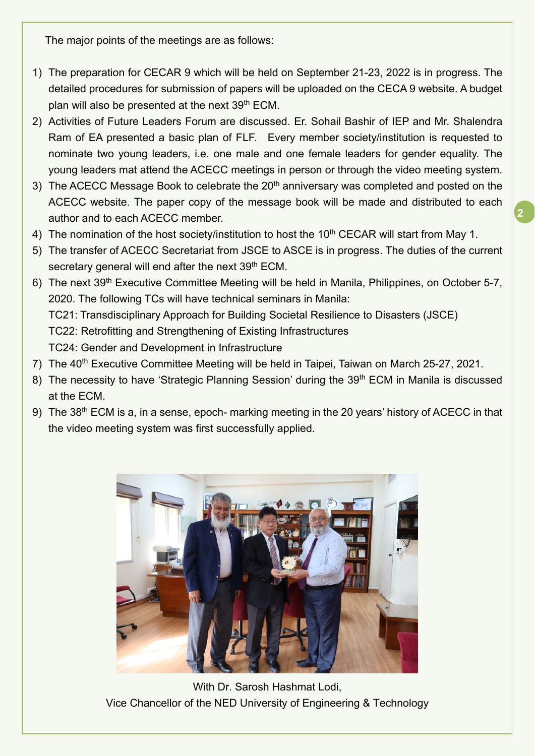The major points of the meetings are as follows:

1) The preparation for CECAR 9 which will be held on September 21-23, 2022 is in progress. The detailed procedures for submission of papers will be uploaded on the CECA 9 website. A budget plan will also be presented at the next 39th ECM.
2) Activities of Future Leaders Forum are discussed. Er. Sohail Bashir of IEP and Mr. Shalendra Ram of EA presented a basic plan of FLF. Every member society/institution is requested to nominate two young leaders, i.e. one male and one female leaders for gender equality. The young leaders mat attend the ACECC meetings in person or through the video meeting system.
3) The ACECC Message Book to celebrate the 20th anniversary was completed and posted on the ACECC website. The paper copy of the message book will be made and distributed to each author and to each ACECC member.
4) The nomination of the host society/institution to host the 10th CECAR will start from May 1.
5) The transfer of ACECC Secretariat from JSCE to ASCE is in progress. The duties of the current secretary general will end after the next 39th ECM.
6) The next 39th Executive Committee Meeting will be held in Manila, Philippines, on October 5-7, 2020. The following TCs will have technical seminars in Manila:
   TC21: Transdisciplinary Approach for Building Societal Resilience to Disasters (JSCE)
   TC22: Retrofitting and Strengthening of Existing Infrastructures
   TC24: Gender and Development in Infrastructure
7) The 40th Executive Committee Meeting will be held in Taipei, Taiwan on March 25-27, 2021.
8) The necessity to have 'Strategic Planning Session' during the 39th ECM in Manila is discussed at the ECM.
9) The 38th ECM is a, in a sense, epoch- marking meeting in the 20 years' history of ACECC in that the video meeting system was first successfully applied.

With Dr. Sarosh Hashmat Lodi,
Vice Chancellor of the NED University of Engineering & Technology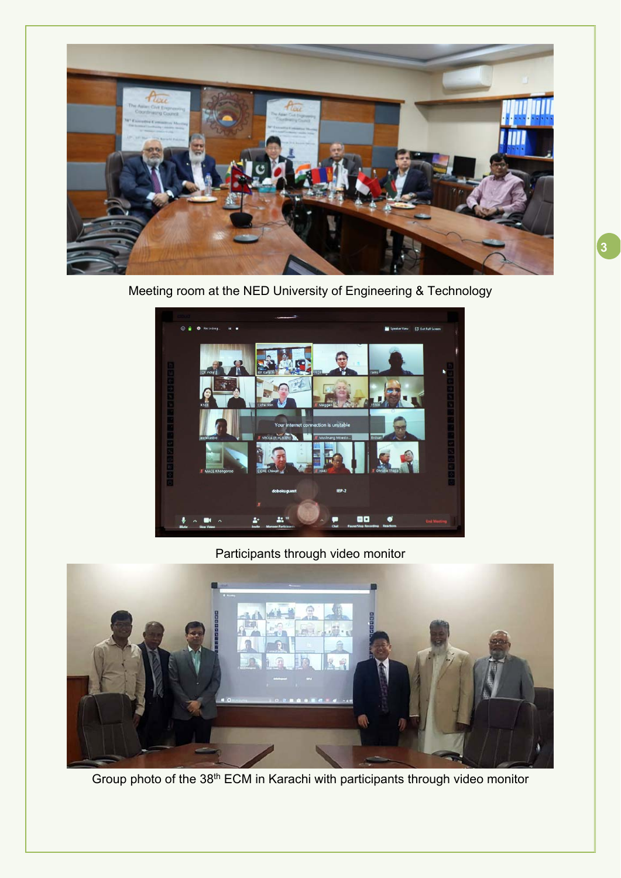Meeting room at the NED University of Engineering & Technology

Participants through video monitor

Group photo of the 38th ECM in Karachi with participants through video monitor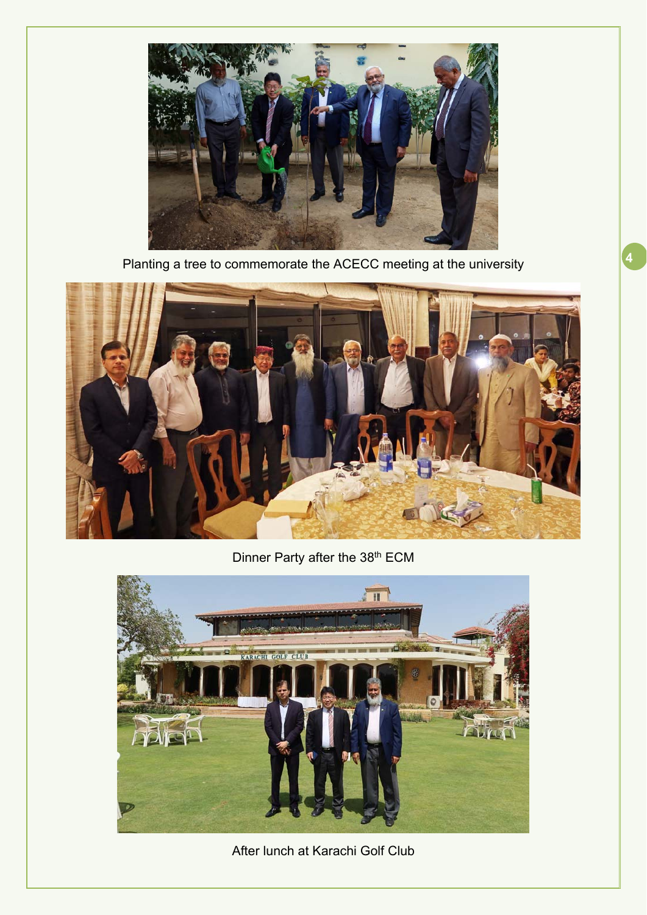Planting a tree to commemorate the ACECC meeting at the university

Dinner Party after the 38th ECM

After lunch at Karachi Golf Club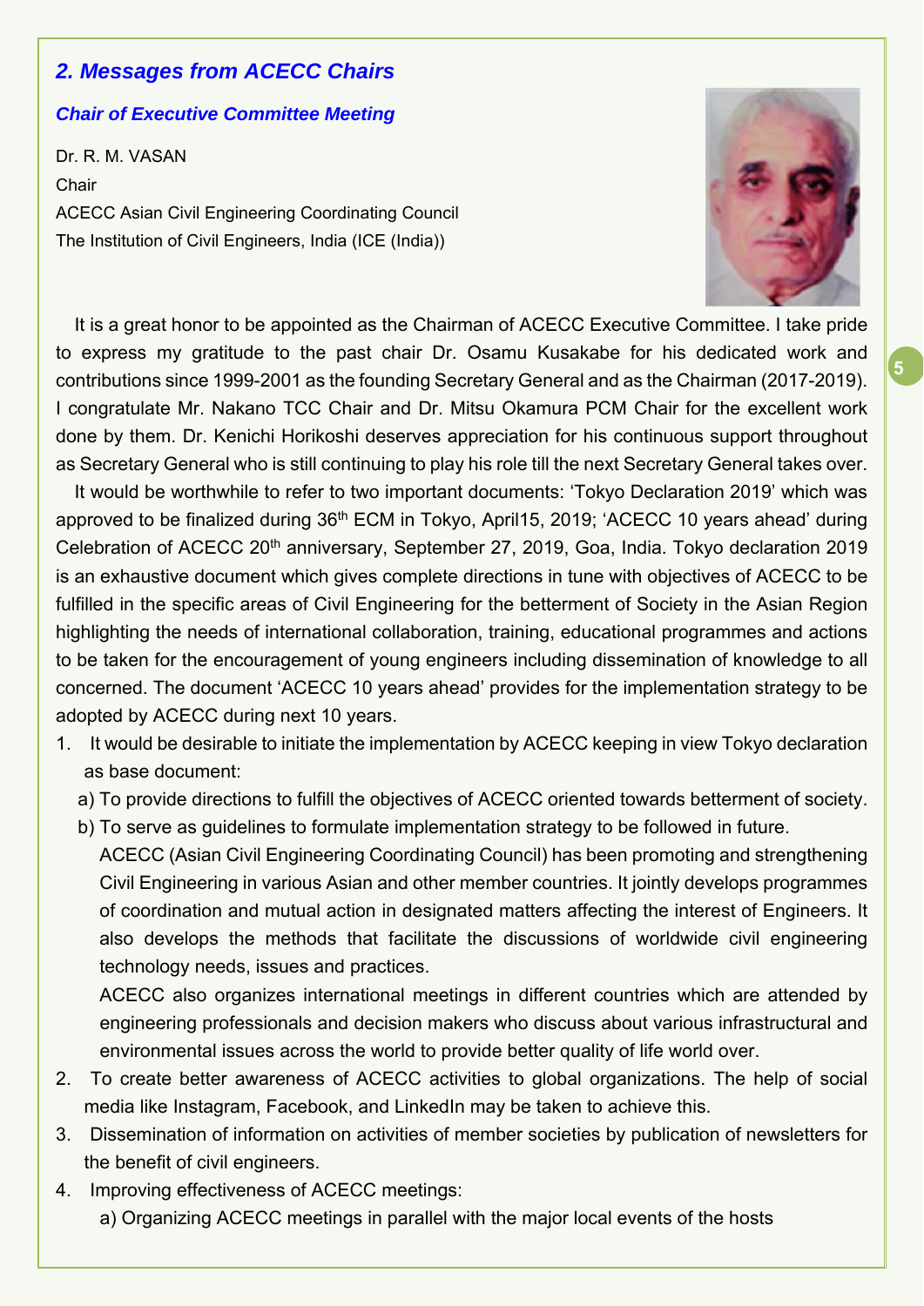## 2. Messages from ACECC Chairs

### Chair of Executive Committee Meeting

Dr. R. M. VASAN
Chair
ACECC Asian Civil Engineering Coordinating Council
The Institution of Civil Engineers, India (ICE (India))

It is a great honor to be appointed as the Chairman of ACECC Executive Committee. I take pride to express my gratitude to the past chair Dr. Osamu Kusakabe for his dedicated work and contributions since 1999-2001 as the founding Secretary General and as the Chairman (2017-2019). I congratulate Mr. Nakano TCC Chair and Dr. Mitsu Okamura PCM Chair for the excellent work done by them. Dr. Kenichi Horikoshi deserves appreciation for his continuous support throughout as Secretary General who is still continuing to play his role till the next Secretary General takes over.

It would be worthwhile to refer to two important documents: 'Tokyo Declaration 2019' which was approved to be finalized during 36th ECM in Tokyo, April15, 2019; 'ACECC 10 years ahead' during Celebration of ACECC 20th anniversary, September 27, 2019, Goa, India. Tokyo declaration 2019 is an exhaustive document which gives complete directions in tune with objectives of ACECC to be fulfilled in the specific areas of Civil Engineering for the betterment of Society in the Asian Region highlighting the needs of international collaboration, training, educational programmes and actions to be taken for the encouragement of young engineers including dissemination of knowledge to all concerned. The document 'ACECC 10 years ahead' provides for the implementation strategy to be adopted by ACECC during next 10 years.

1. It would be desirable to initiate the implementation by ACECC keeping in view Tokyo declaration as base document:
   a) To provide directions to fulfill the objectives of ACECC oriented towards betterment of society.
   b) To serve as guidelines to formulate implementation strategy to be followed in future.
   
   ACECC (Asian Civil Engineering Coordinating Council) has been promoting and strengthening Civil Engineering in various Asian and other member countries. It jointly develops programmes of coordination and mutual action in designated matters affecting the interest of Engineers. It also develops the methods that facilitate the discussions of worldwide civil engineering technology needs, issues and practices.
   
   ACECC also organizes international meetings in different countries which are attended by engineering professionals and decision makers who discuss about various infrastructural and environmental issues across the world to provide better quality of life world over.
2. To create better awareness of ACECC activities to global organizations. The help of social media like Instagram, Facebook, and LinkedIn may be taken to achieve this.
3. Dissemination of information on activities of member societies by publication of newsletters for the benefit of civil engineers.
4. Improving effectiveness of ACECC meetings:
   a) Organizing ACECC meetings in parallel with the major local events of the hosts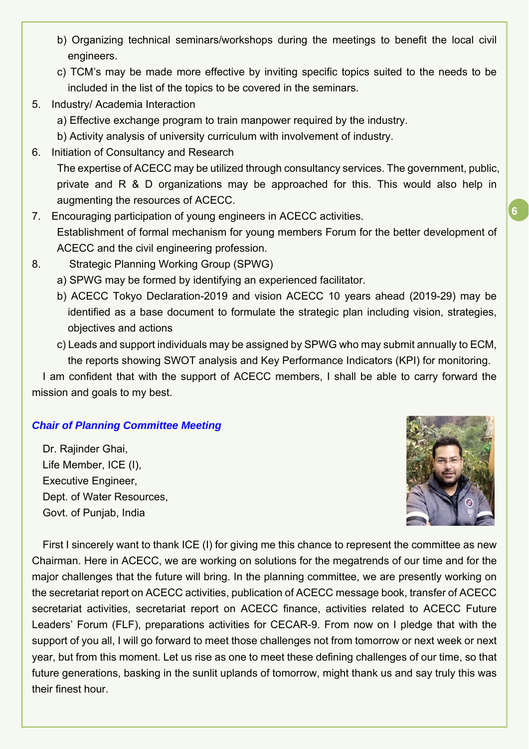b) Organizing technical seminars/workshops during the meetings to benefit the local civil engineers.

c) TCM's may be made more effective by inviting specific topics suited to the needs to be included in the list of the topics to be covered in the seminars.

5. Industry/ Academia Interaction

   a) Effective exchange program to train manpower required by the industry.

   b) Activity analysis of university curriculum with involvement of industry.

6. Initiation of Consultancy and Research

   The expertise of ACECC may be utilized through consultancy services. The government, public, private and R & D organizations may be approached for this. This would also help in augmenting the resources of ACECC.

7. Encouraging participation of young engineers in ACECC activities.

   Establishment of formal mechanism for young members Forum for the better development of ACECC and the civil engineering profession.

8. Strategic Planning Working Group (SPWG)

   a) SPWG may be formed by identifying an experienced facilitator.

   b) ACECC Tokyo Declaration-2019 and vision ACECC 10 years ahead (2019-29) may be identified as a base document to formulate the strategic plan including vision, strategies, objectives and actions

   c) Leads and support individuals may be assigned by SPWG who may submit annually to ECM, the reports showing SWOT analysis and Key Performance Indicators (KPI) for monitoring.

I am confident that with the support of ACECC members, I shall be able to carry forward the mission and goals to my best.

***Chair of Planning Committee Meeting***

Dr. Rajinder Ghai,
Life Member, ICE (I),
Executive Engineer,
Dept. of Water Resources,
Govt. of Punjab, India

First I sincerely want to thank ICE (I) for giving me this chance to represent the committee as new Chairman. Here in ACECC, we are working on solutions for the megatrends of our time and for the major challenges that the future will bring. In the planning committee, we are presently working on the secretariat report on ACECC activities, publication of ACECC message book, transfer of ACECC secretariat activities, secretariat report on ACECC finance, activities related to ACECC Future Leaders' Forum (FLF), preparations activities for CECAR-9. From now on I pledge that with the support of you all, I will go forward to meet those challenges not from tomorrow or next week or next year, but from this moment. Let us rise as one to meet these defining challenges of our time, so that future generations, basking in the sunlit uplands of tomorrow, might thank us and say truly this was their finest hour.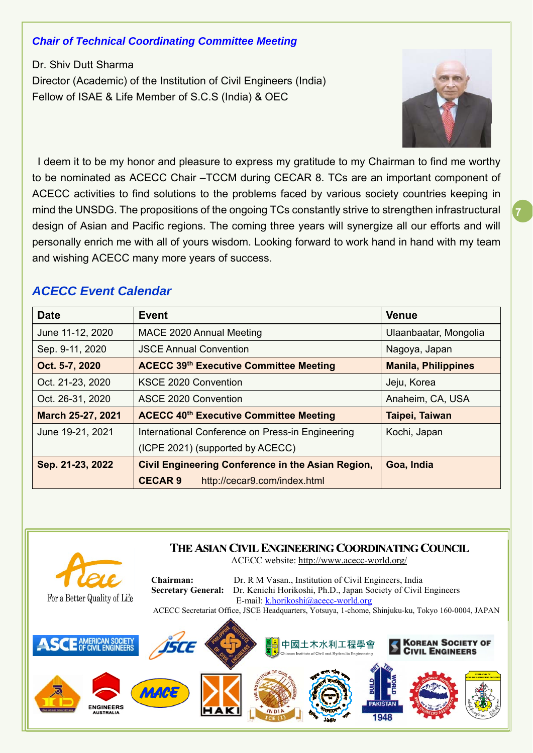## *Chair of Technical Coordinating Committee Meeting*

Dr. Shiv Dutt Sharma
Director (Academic) of the Institution of Civil Engineers (India)
Fellow of ISAE & Life Member of S.C.S (India) & OEC

I deem it to be my honor and pleasure to express my gratitude to my Chairman to find me worthy to be nominated as ACECC Chair –TCCM during CECAR 8. TCs are an important component of ACECC activities to find solutions to the problems faced by various society countries keeping in mind the UNSDG. The propositions of the ongoing TCs constantly strive to strengthen infrastructural design of Asian and Pacific regions. The coming three years will synergize all our efforts and will personally enrich me with all of yours wisdom. Looking forward to work hand in hand with my team and wishing ACECC many more years of success.

## *ACECC Event Calendar*

| Date | Event | Venue |
|---|---|---|
| June 11-12, 2020 | MACE 2020 Annual Meeting | Ulaanbaatar, Mongolia |
| Sep. 9-11, 2020 | JSCE Annual Convention | Nagoya, Japan |
| **Oct. 5-7, 2020** | **ACECC 39th Executive Committee Meeting** | **Manila, Philippines** |
| Oct. 21-23, 2020 | KSCE 2020 Convention | Jeju, Korea |
| Oct. 26-31, 2020 | ASCE 2020 Convention | Anaheim, CA, USA |
| **March 25-27, 2021** | **ACECC 40th Executive Committee Meeting** | **Taipei, Taiwan** |
| June 19-21, 2021 | International Conference on Press-in Engineering (ICPE 2021) (supported by ACECC) | Kochi, Japan |
| **Sep. 21-23, 2022** | **Civil Engineering Conference in the Asian Region, CECAR 9** http://cecar9.com/index.html | **Goa, India** |

**THE ASIAN CIVIL ENGINEERING COORDINATING COUNCIL**

ACECC website: http://www.acecc-world.org/

For a Better Quality of Life

**Chairman:** Dr. R M Vasan., Institution of Civil Engineers, India
**Secretary General:** Dr. Kenichi Horikoshi, Ph.D., Japan Society of Civil Engineers
E-mail: k.horikoshi@acecc-world.org

ACECC Secretariat Office, JSCE Headquarters, Yotsuya, 1-chome, Shinjuku-ku, Tokyo 160-0004, JAPAN